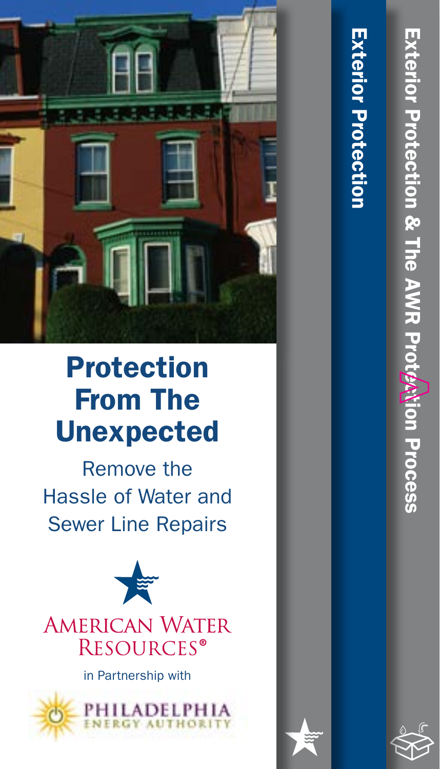# Protection From The Unexpected

Remove the Hassle of Water and Sewer Line Repairs

AMERICAN WATER RESOURCES®

in Partnership with

PHILADELPHIA ENERGY AUTHORITY

Exterior Protection

Exterior Protection & The AWR Protection Process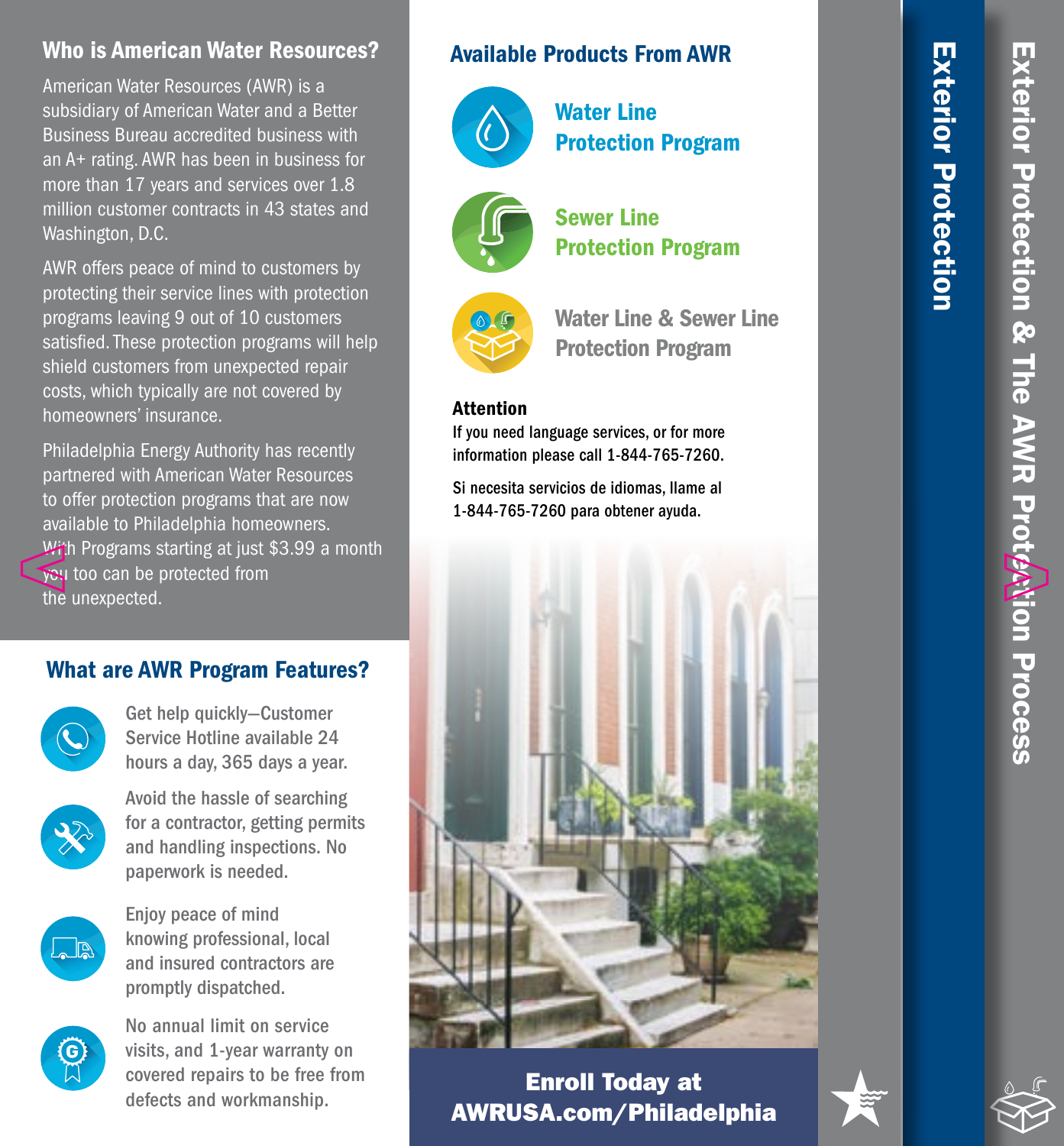## Who is American Water Resources?

American Water Resources (AWR) is a subsidiary of American Water and a Better Business Bureau accredited business with an A+ rating. AWR has been in business for more than 17 years and services over 1.8 million customer contracts in 43 states and Washington, D.C.

AWR offers peace of mind to customers by protecting their service lines with protection programs leaving 9 out of 10 customers satisfied. These protection programs will help shield customers from unexpected repair costs, which typically are not covered by homeowners' insurance.

Philadelphia Energy Authority has recently partnered with American Water Resources to offer protection programs that are now available to Philadelphia homeowners. With Programs starting at just $3.99 a month you too can be protected from the unexpected.

## What are AWR Program Features?

- Get help quickly—Customer Service Hotline available 24 hours a day, 365 days a year.
- Avoid the hassle of searching for a contractor, getting permits and handling inspections. No paperwork is needed.
- Enjoy peace of mind knowing professional, local and insured contractors are promptly dispatched.
- No annual limit on service visits, and 1-year warranty on covered repairs to be free from defects and workmanship.

## Available Products From AWR

- **Water Line Protection Program**
- **Sewer Line Protection Program**
- **Water Line & Sewer Line Protection Program**

**Attention**

If you need language services, or for more information please call 1-844-765-7260.

Si necesita servicios de idiomas, llame al 1-844-765-7260 para obtener ayuda.

**Enroll Today at AWRUSA.com/Philadelphia**

# Exterior Protection

# Exterior Protection & The AWR Protection Process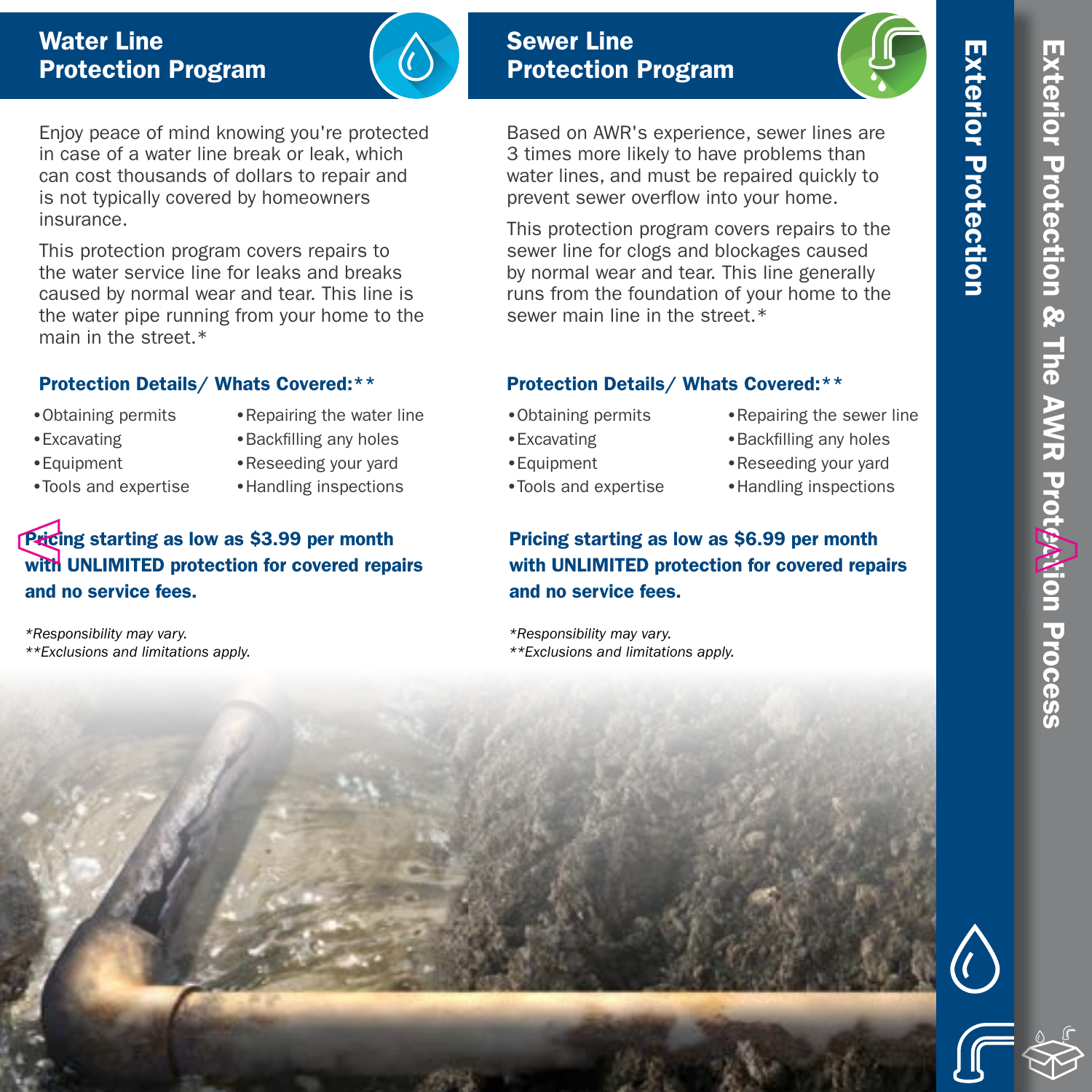## Water Line Protection Program

Enjoy peace of mind knowing you're protected in case of a water line break or leak, which can cost thousands of dollars to repair and is not typically covered by homeowners insurance.

This protection program covers repairs to the water service line for leaks and breaks caused by normal wear and tear. This line is the water pipe running from your home to the main in the street.*

### Protection Details/ Whats Covered:**

- Obtaining permits
- Excavating
- Equipment
- Tools and expertise
- Repairing the water line
- Backfilling any holes
- Reseeding your yard
- Handling inspections

**Pricing starting as low as $3.99 per month with UNLIMITED protection for covered repairs and no service fees.**

*\*Responsibility may vary.*
*\*\*Exclusions and limitations apply.*

## Sewer Line Protection Program

Based on AWR's experience, sewer lines are 3 times more likely to have problems than water lines, and must be repaired quickly to prevent sewer overflow into your home.

This protection program covers repairs to the sewer line for clogs and blockages caused by normal wear and tear. This line generally runs from the foundation of your home to the sewer main line in the street.*

### Protection Details/ Whats Covered:**

- Obtaining permits
- Excavating
- Equipment
- Tools and expertise
- Repairing the sewer line
- Backfilling any holes
- Reseeding your yard
- Handling inspections

**Pricing starting as low as $6.99 per month with UNLIMITED protection for covered repairs and no service fees.**

*\*Responsibility may vary.*
*\*\*Exclusions and limitations apply.*

Exterior Protection

Exterior Protection & The AWR Protection Process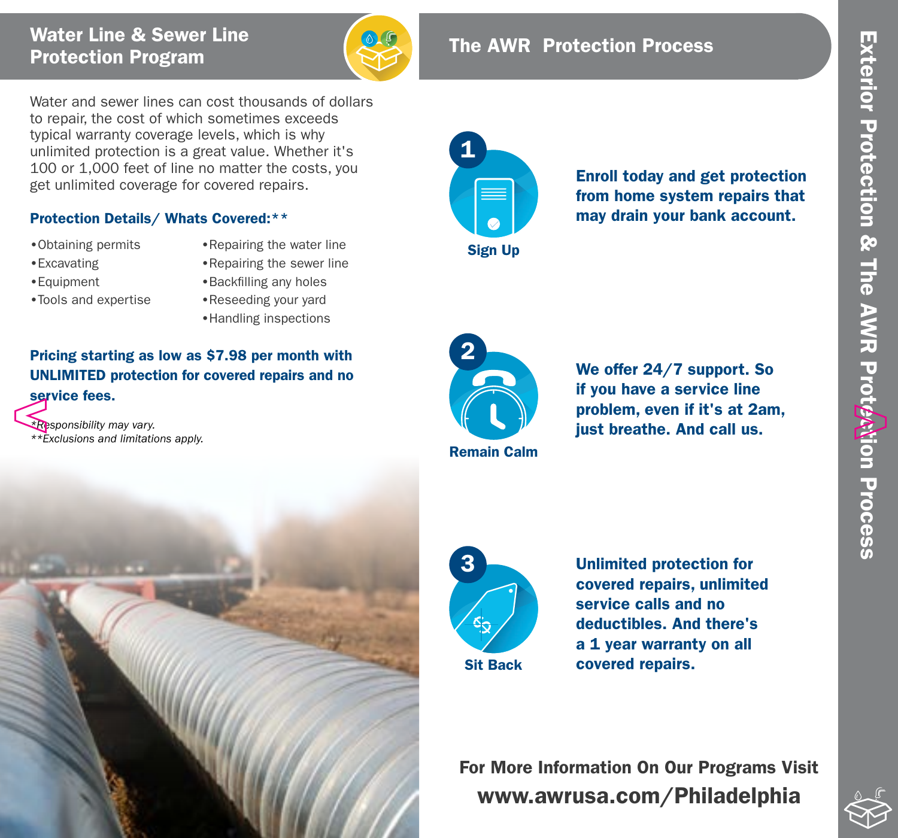## Water Line & Sewer Line Protection Program

Water and sewer lines can cost thousands of dollars to repair, the cost of which sometimes exceeds typical warranty coverage levels, which is why unlimited protection is a great value. Whether it's 100 or 1,000 feet of line no matter the costs, you get unlimited coverage for covered repairs.

### Protection Details/ Whats Covered:**

- Obtaining permits
- Excavating
- Equipment
- Tools and expertise
- Repairing the water line
- Repairing the sewer line
- Backfilling any holes
- Reseeding your yard
- Handling inspections

**Pricing starting as low as $7.98 per month with UNLIMITED protection for covered repairs and no service fees.**

*\*Responsibility may vary.*
*\*\*Exclusions and limitations apply.*

## The AWR Protection Process

**1 Sign Up**

**Enroll today and get protection from home system repairs that may drain your bank account.**

**2 Remain Calm**

**We offer 24/7 support. So if you have a service line problem, even if it's at 2am, just breathe. And call us.**

**3 Sit Back**

**Unlimited protection for covered repairs, unlimited service calls and no deductibles. And there's a 1 year warranty on all covered repairs.**

**For More Information On Our Programs Visit**

**www.awrusa.com/Philadelphia**

Exterior Protection & The AWR Protection Process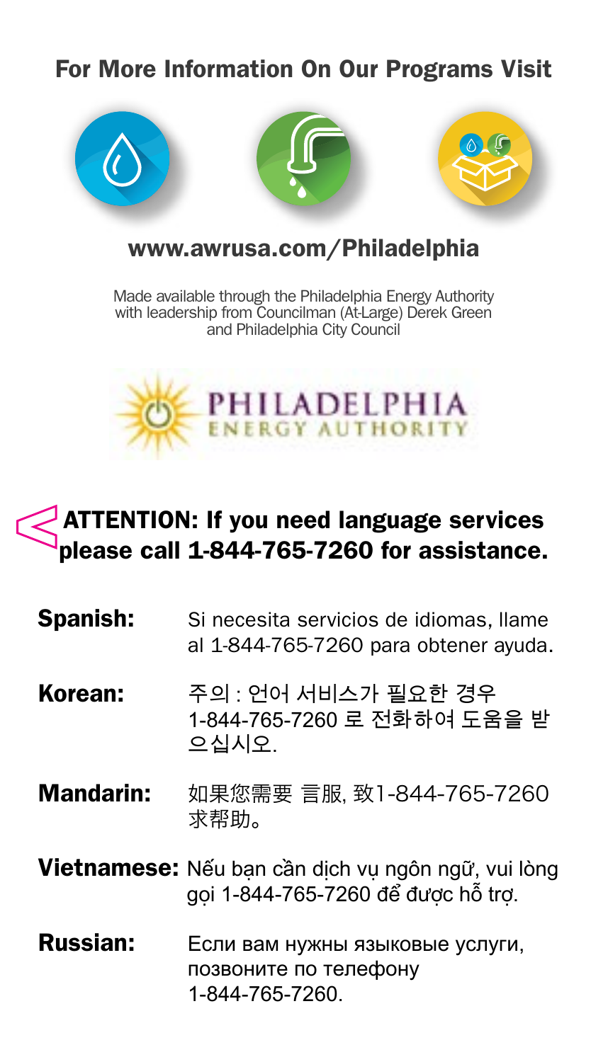## For More Information On Our Programs Visit

**www.awrusa.com/Philadelphia**

Made available through the Philadelphia Energy Authority with leadership from Councilman (At-Large) Derek Green and Philadelphia City Council

PHILADELPHIA ENERGY AUTHORITY

**ATTENTION: If you need language services please call 1-844-765-7260 for assistance.**

**Spanish:** Si necesita servicios de idiomas, llame al 1-844-765-7260 para obtener ayuda.

**Korean:** 주의 : 언어 서비스가 필요한 경우 1-844-765-7260 로 전화하여 도움을 받으십시오.

**Mandarin:** 如果您需要 言服, 致1-844-765-7260 求帮助。

**Vietnamese:** Nếu bạn cần dịch vụ ngôn ngữ, vui lòng gọi 1-844-765-7260 để được hỗ trợ.

**Russian:** Если вам нужны языковые услуги, позвоните по телефону 1-844-765-7260.